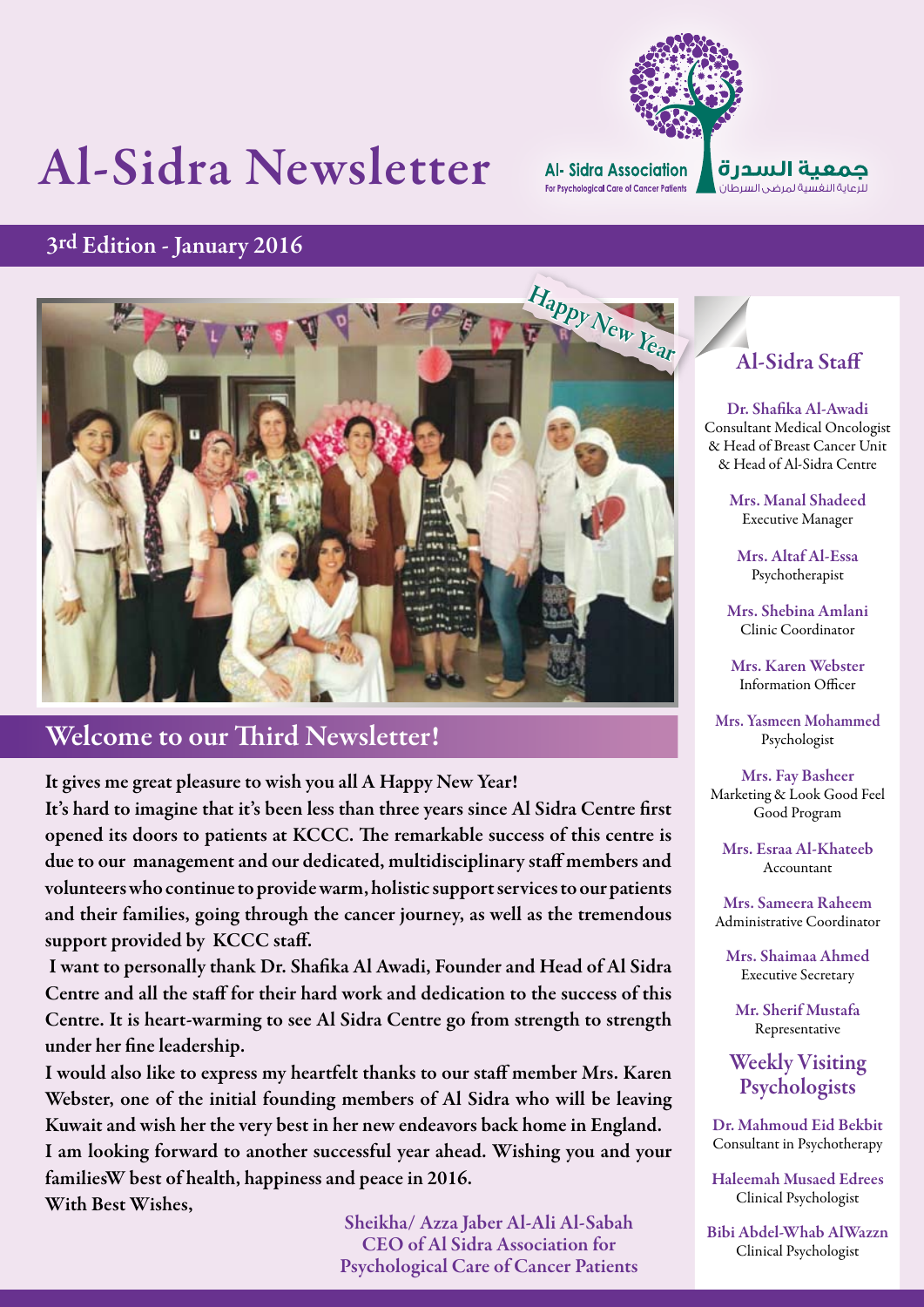# Al-Sidra Newsletter

Al- Sidra Association
For Psychological Care of Cancer Patients

جمعية السدرة
للرعاية النفسية لمرضى السرطان

## 3rd Edition - January 2016

Happy New Year

## Welcome to our Third Newsletter!

**It gives me great pleasure to wish you all A Happy New Year!**

**It's hard to imagine that it's been less than three years since Al Sidra Centre first opened its doors to patients at KCCC. The remarkable success of this centre is due to our management and our dedicated, multidisciplinary staff members and volunteers who continue to provide warm, holistic support services to our patients and their families, going through the cancer journey, as well as the tremendous support provided by KCCC staff.**

**I want to personally thank Dr. Shafika Al Awadi, Founder and Head of Al Sidra Centre and all the staff for their hard work and dedication to the success of this Centre. It is heart-warming to see Al Sidra Centre go from strength to strength under her fine leadership.**

**I would also like to express my heartfelt thanks to our staff member Mrs. Karen Webster, one of the initial founding members of Al Sidra who will be leaving Kuwait and wish her the very best in her new endeavors back home in England.**

**I am looking forward to another successful year ahead. Wishing you and your familiesW best of health, happiness and peace in 2016.**

**With Best Wishes,**

**Sheikha/ Azza Jaber Al-Ali Al-Sabah**
**CEO of Al Sidra Association for Psychological Care of Cancer Patients**

## Al-Sidra Staff

**Dr. Shafika Al-Awadi**
Consultant Medical Oncologist & Head of Breast Cancer Unit & Head of Al-Sidra Centre

**Mrs. Manal Shadeed**
Executive Manager

**Mrs. Altaf Al-Essa**
Psychotherapist

**Mrs. Shebina Amlani**
Clinic Coordinator

**Mrs. Karen Webster**
Information Officer

**Mrs. Yasmeen Mohammed**
Psychologist

**Mrs. Fay Basheer**
Marketing & Look Good Feel Good Program

**Mrs. Esraa Al-Khateeb**
Accountant

**Mrs. Sameera Raheem**
Administrative Coordinator

**Mrs. Shaimaa Ahmed**
Executive Secretary

**Mr. Sherif Mustafa**
Representative

### Weekly Visiting Psychologists

**Dr. Mahmoud Eid Bekbit**
Consultant in Psychotherapy

**Haleemah Musaed Edrees**
Clinical Psychologist

**Bibi Abdel-Whab AlWazzn**
Clinical Psychologist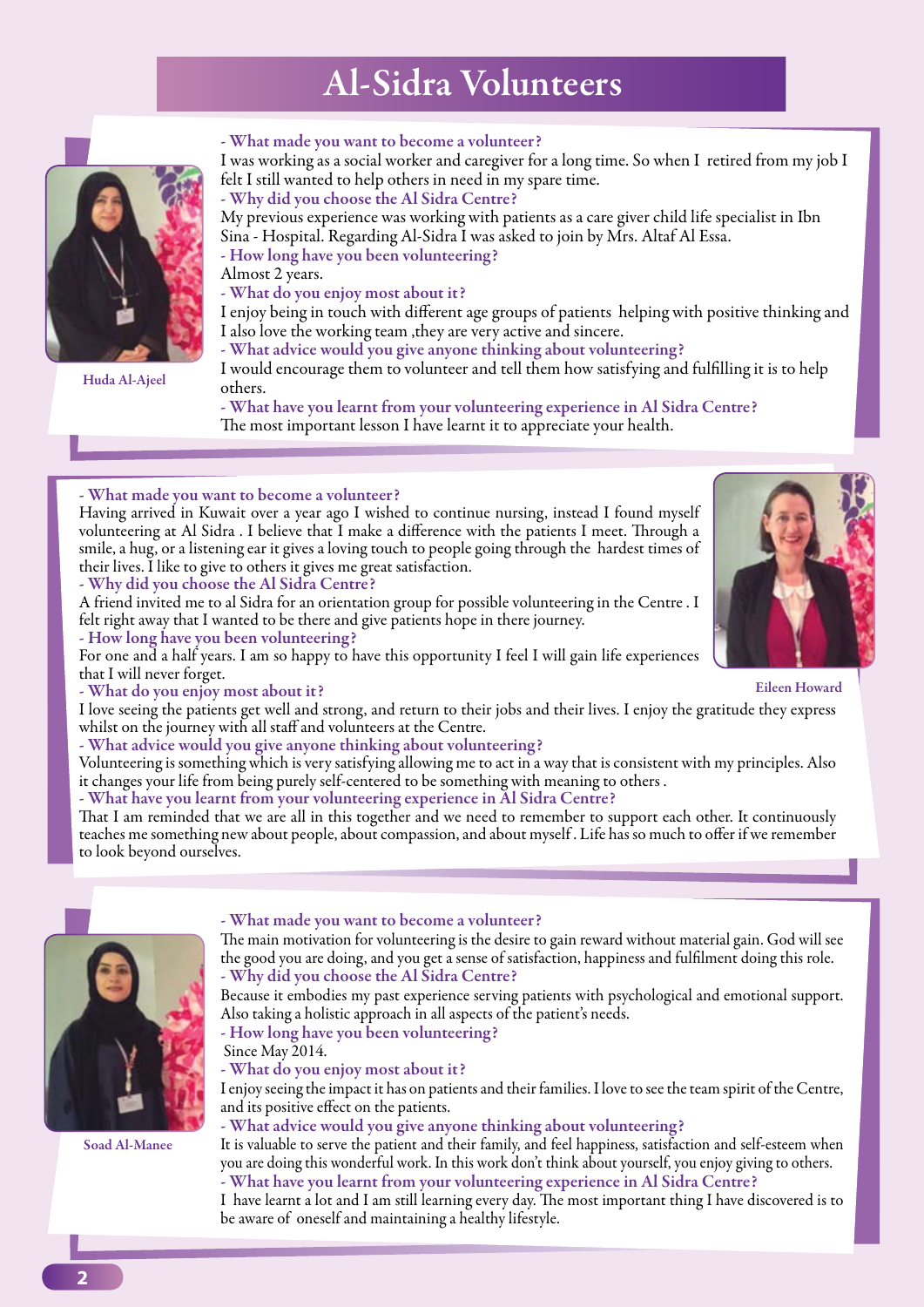# Al-Sidra Volunteers

## Huda Al-Ajeel

**- What made you want to become a volunteer?**

I was working as a social worker and caregiver for a long time. So when I retired from my job I felt I still wanted to help others in need in my spare time.

**- Why did you choose the Al Sidra Centre?**

My previous experience was working with patients as a care giver child life specialist in Ibn Sina - Hospital. Regarding Al-Sidra I was asked to join by Mrs. Altaf Al Essa.

**- How long have you been volunteering?**

Almost 2 years.

**- What do you enjoy most about it?**

I enjoy being in touch with different age groups of patients helping with positive thinking and I also love the working team ,they are very active and sincere.

**- What advice would you give anyone thinking about volunteering?**

I would encourage them to volunteer and tell them how satisfying and fulfilling it is to help others.

**- What have you learnt from your volunteering experience in Al Sidra Centre?**

The most important lesson I have learnt it to appreciate your health.

## Eileen Howard

**- What made you want to become a volunteer?**

Having arrived in Kuwait over a year ago I wished to continue nursing, instead I found myself volunteering at Al Sidra . I believe that I make a difference with the patients I meet. Through a smile, a hug, or a listening ear it gives a loving touch to people going through the hardest times of their lives. I like to give to others it gives me great satisfaction.

**- Why did you choose the Al Sidra Centre?**

A friend invited me to al Sidra for an orientation group for possible volunteering in the Centre . I felt right away that I wanted to be there and give patients hope in there journey.

**- How long have you been volunteering?**

For one and a half years. I am so happy to have this opportunity I feel I will gain life experiences that I will never forget.

**- What do you enjoy most about it?**

I love seeing the patients get well and strong, and return to their jobs and their lives. I enjoy the gratitude they express whilst on the journey with all staff and volunteers at the Centre.

**- What advice would you give anyone thinking about volunteering?**

Volunteering is something which is very satisfying allowing me to act in a way that is consistent with my principles. Also it changes your life from being purely self-centered to be something with meaning to others .

**- What have you learnt from your volunteering experience in Al Sidra Centre?**

That I am reminded that we are all in this together and we need to remember to support each other. It continuously teaches me something new about people, about compassion, and about myself . Life has so much to offer if we remember to look beyond ourselves.

## Soad Al-Manee

**- What made you want to become a volunteer?**

The main motivation for volunteering is the desire to gain reward without material gain. God will see the good you are doing, and you get a sense of satisfaction, happiness and fulfilment doing this role.

**- Why did you choose the Al Sidra Centre?**

Because it embodies my past experience serving patients with psychological and emotional support. Also taking a holistic approach in all aspects of the patient's needs.

**- How long have you been volunteering?**

Since May 2014.

**- What do you enjoy most about it?**

I enjoy seeing the impact it has on patients and their families. I love to see the team spirit of the Centre, and its positive effect on the patients.

**- What advice would you give anyone thinking about volunteering?**

It is valuable to serve the patient and their family, and feel happiness, satisfaction and self-esteem when you are doing this wonderful work. In this work don't think about yourself, you enjoy giving to others.

**- What have you learnt from your volunteering experience in Al Sidra Centre?**

I have learnt a lot and I am still learning every day. The most important thing I have discovered is to be aware of oneself and maintaining a healthy lifestyle.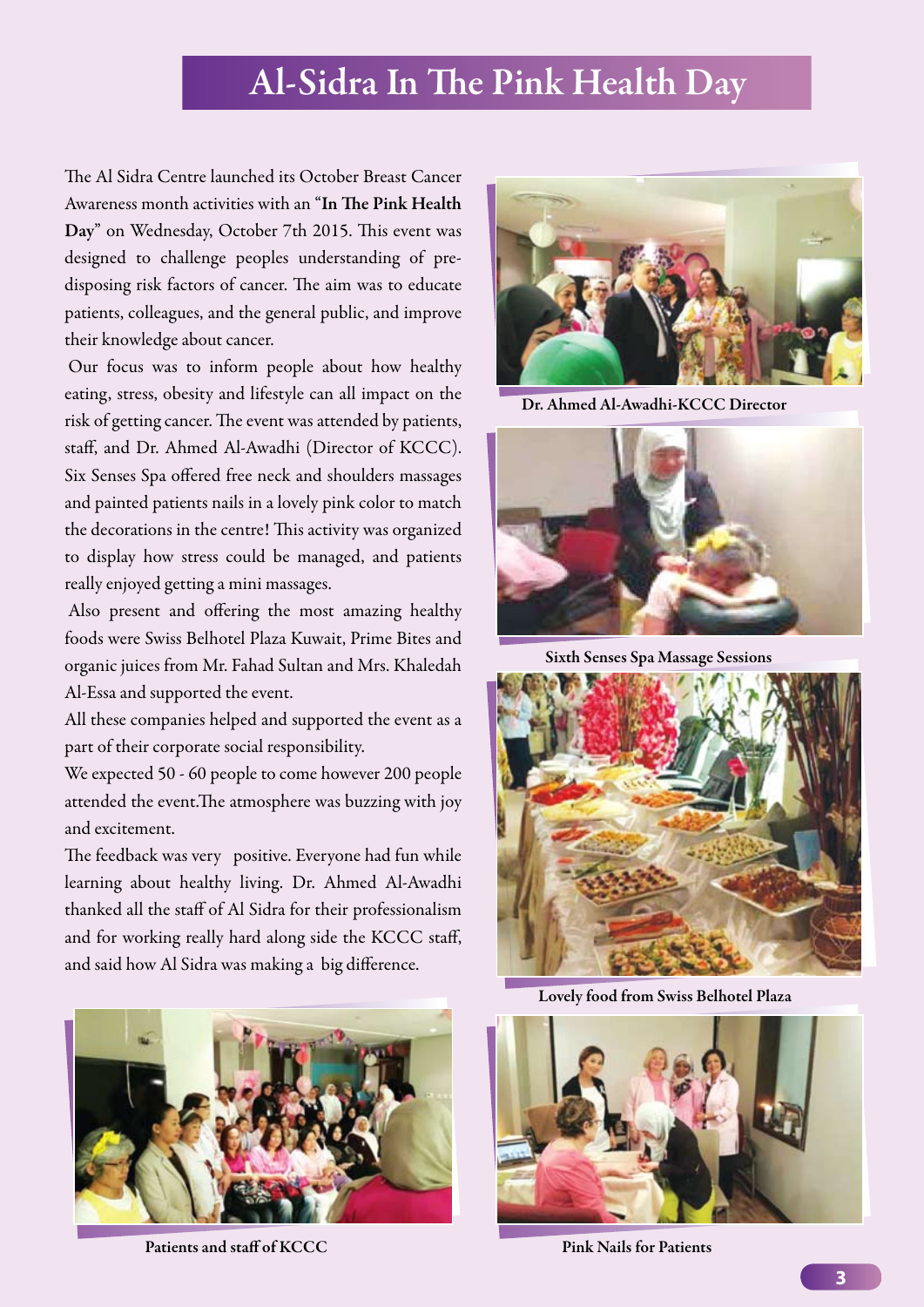# Al-Sidra In The Pink Health Day

The Al Sidra Centre launched its October Breast Cancer Awareness month activities with an "**In The Pink Health Day**" on Wednesday, October 7th 2015. This event was designed to challenge peoples understanding of pre-disposing risk factors of cancer. The aim was to educate patients, colleagues, and the general public, and improve their knowledge about cancer.

Our focus was to inform people about how healthy eating, stress, obesity and lifestyle can all impact on the risk of getting cancer. The event was attended by patients, staff, and Dr. Ahmed Al-Awadhi (Director of KCCC). Six Senses Spa offered free neck and shoulders massages and painted patients nails in a lovely pink color to match the decorations in the centre! This activity was organized to display how stress could be managed, and patients really enjoyed getting a mini massages.

Also present and offering the most amazing healthy foods were Swiss Belhotel Plaza Kuwait, Prime Bites and organic juices from Mr. Fahad Sultan and Mrs. Khaledah Al-Essa and supported the event.

All these companies helped and supported the event as a part of their corporate social responsibility.

We expected 50 - 60 people to come however 200 people attended the event.The atmosphere was buzzing with joy and excitement.

The feedback was very positive. Everyone had fun while learning about healthy living. Dr. Ahmed Al-Awadhi thanked all the staff of Al Sidra for their professionalism and for working really hard along side the KCCC staff, and said how Al Sidra was making a big difference.

**Dr. Ahmed Al-Awadhi-KCCC Director**

**Sixth Senses Spa Massage Sessions**

**Lovely food from Swiss Belhotel Plaza**

**Patients and staff of KCCC**

**Pink Nails for Patients**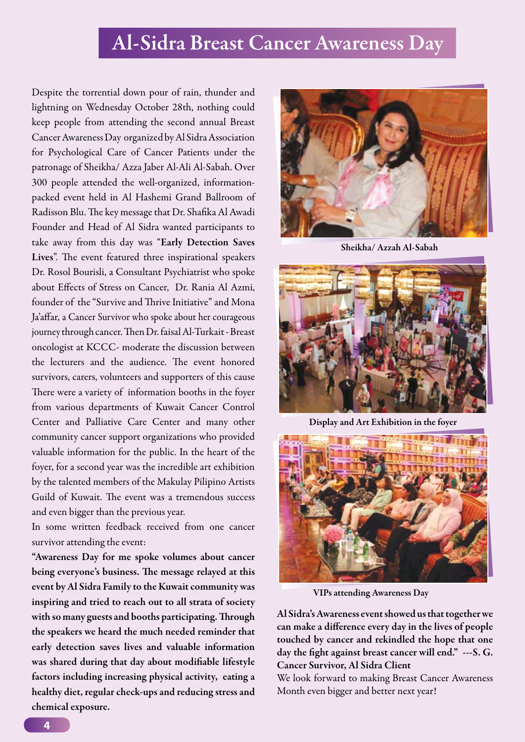# Al-Sidra Breast Cancer Awareness Day

Despite the torrential down pour of rain, thunder and lightning on Wednesday October 28th, nothing could keep people from attending the second annual Breast Cancer Awareness Day organized by Al Sidra Association for Psychological Care of Cancer Patients under the patronage of Sheikha/ Azza Jaber Al-Ali Al-Sabah. Over 300 people attended the well-organized, information-packed event held in Al Hashemi Grand Ballroom of Radisson Blu. The key message that Dr. Shafika Al Awadi Founder and Head of Al Sidra wanted participants to take away from this day was "**Early Detection Saves Lives**". The event featured three inspirational speakers Dr. Rosol Bourisli, a Consultant Psychiatrist who spoke about Effects of Stress on Cancer, Dr. Rania Al Azmi, founder of the "Survive and Thrive Initiative" and Mona Ja'affar, a Cancer Survivor who spoke about her courageous journey through cancer. Then Dr. faisal Al-Turkait - Breast oncologist at KCCC- moderate the discussion between the lecturers and the audience. The event honored survivors, carers, volunteers and supporters of this cause There were a variety of information booths in the foyer from various departments of Kuwait Cancer Control Center and Palliative Care Center and many other community cancer support organizations who provided valuable information for the public. In the heart of the foyer, for a second year was the incredible art exhibition by the talented members of the Makulay Pilipino Artists Guild of Kuwait. The event was a tremendous success and even bigger than the previous year.

In some written feedback received from one cancer survivor attending the event:

**"Awareness Day for me spoke volumes about cancer being everyone's business. The message relayed at this event by Al Sidra Family to the Kuwait community was inspiring and tried to reach out to all strata of society with so many guests and booths participating. Through the speakers we heard the much needed reminder that early detection saves lives and valuable information was shared during that day about modifiable lifestyle factors including increasing physical activity, eating a healthy diet, regular check-ups and reducing stress and chemical exposure.**

Sheikha/ Azzah Al-Sabah

Display and Art Exhibition in the foyer

VIPs attending Awareness Day

**Al Sidra's Awareness event showed us that together we can make a difference every day in the lives of people touched by cancer and rekindled the hope that one day the fight against breast cancer will end." ---S. G. Cancer Survivor, Al Sidra Client**

We look forward to making Breast Cancer Awareness Month even bigger and better next year!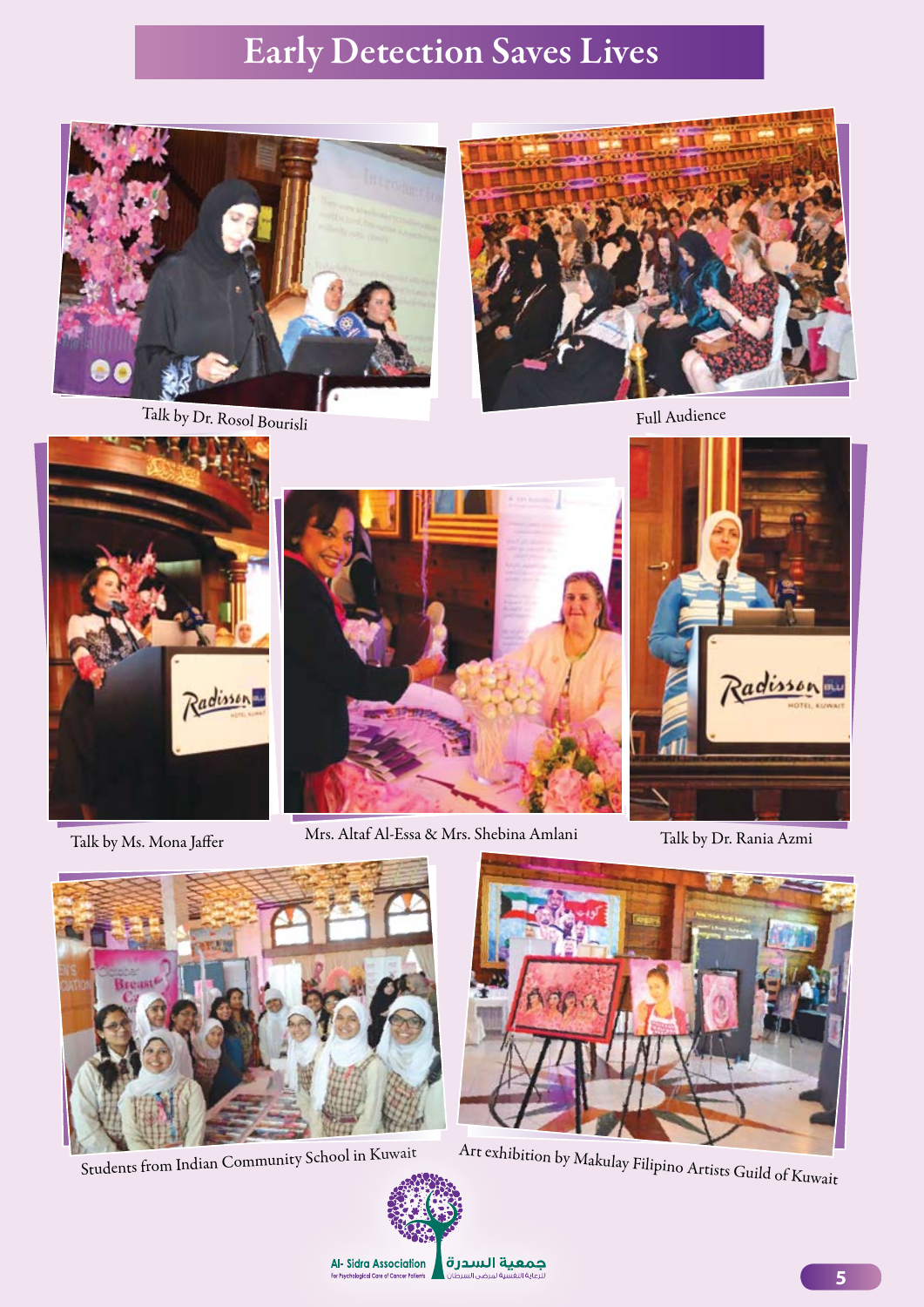# Early Detection Saves Lives

Talk by Dr. Rosol Bourisli

Full Audience

Talk by Ms. Mona Jaffer

Mrs. Altaf Al-Essa & Mrs. Shebina Amlani

Talk by Dr. Rania Azmi

Students from Indian Community School in Kuwait

Art exhibition by Makulay Filipino Artists Guild of Kuwait

Al- Sidra Association
For Psychological Care of Cancer Patients

جمعية السدرة
للرعاية النفسية لمرضى السرطان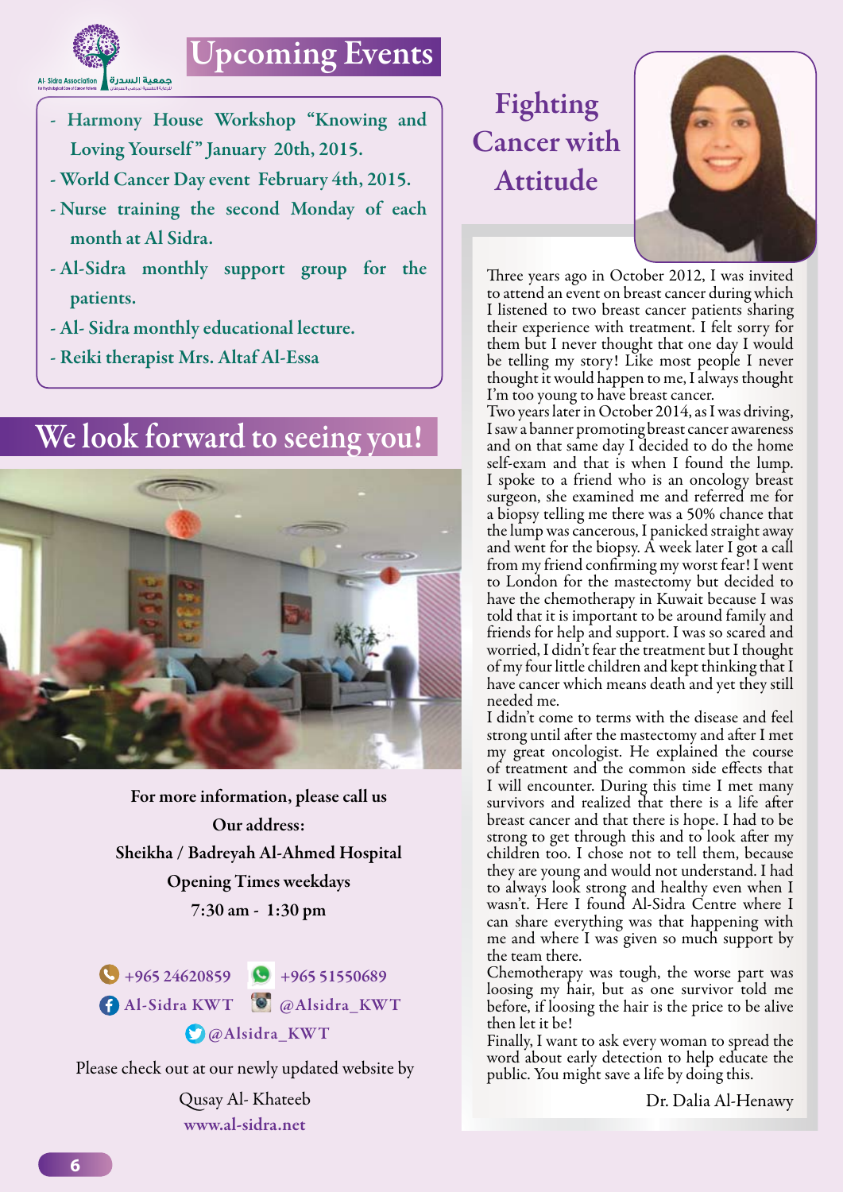Al- Sidra Association جمعية السدرة

# Upcoming Events

- Harmony House Workshop "Knowing and Loving Yourself" January 20th, 2015.
- World Cancer Day event February 4th, 2015.
- Nurse training the second Monday of each month at Al Sidra.
- Al-Sidra monthly support group for the patients.
- Al- Sidra monthly educational lecture.
- Reiki therapist Mrs. Altaf Al-Essa

## We look forward to seeing you!

**For more information, please call us**

**Our address:**

**Sheikha / Badreyah Al-Ahmed Hospital**

**Opening Times weekdays**

**7:30 am - 1:30 pm**

+965 24620859 +965 51550689

Al-Sidra KWT @Alsidra_KWT

@Alsidra_KWT

Please check out at our newly updated website by

Qusay Al- Khateeb

www.al-sidra.net

# Fighting Cancer with Attitude

Three years ago in October 2012, I was invited to attend an event on breast cancer during which I listened to two breast cancer patients sharing their experience with treatment. I felt sorry for them but I never thought that one day I would be telling my story! Like most people I never thought it would happen to me, I always thought I'm too young to have breast cancer.

Two years later in October 2014, as I was driving, I saw a banner promoting breast cancer awareness and on that same day I decided to do the home self-exam and that is when I found the lump. I spoke to a friend who is an oncology breast surgeon, she examined me and referred me for a biopsy telling me there was a 50% chance that the lump was cancerous, I panicked straight away and went for the biopsy. A week later I got a call from my friend confirming my worst fear! I went to London for the mastectomy but decided to have the chemotherapy in Kuwait because I was told that it is important to be around family and friends for help and support. I was so scared and worried, I didn't fear the treatment but I thought of my four little children and kept thinking that I have cancer which means death and yet they still needed me.

I didn't come to terms with the disease and feel strong until after the mastectomy and after I met my great oncologist. He explained the course of treatment and the common side effects that I will encounter. During this time I met many survivors and realized that there is a life after breast cancer and that there is hope. I had to be strong to get through this and to look after my children too. I chose not to tell them, because they are young and would not understand. I had to always look strong and healthy even when I wasn't. Here I found Al-Sidra Centre where I can share everything was that happening with me and where I was given so much support by the team there.

Chemotherapy was tough, the worse part was loosing my hair, but as one survivor told me before, if loosing the hair is the price to be alive then let it be!

Finally, I want to ask every woman to spread the word about early detection to help educate the public. You might save a life by doing this.

Dr. Dalia Al-Henawy